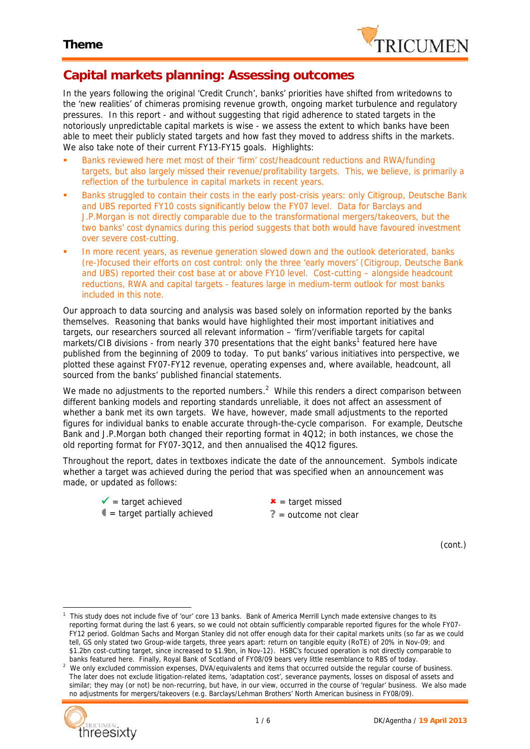**Theme**

# Capital markets planning: Assessing outcomes

In the years following the original 'Credit Crunch', banks' priorities have shifted from writedowns to the 'new realities' of chimeras promising revenue growth, ongoing market turbulence and regulatory pressures. In this report - and without suggesting that rigid adherence to stated targets in the notoriously unpredictable capital markets is wise - we assess the extent to which banks have been able to meet their publicly stated targets and how fast they moved to address shifts in the markets. We also take note of their current FY13-FY15 goals. Highlights:

- Banks reviewed here met most of their 'firm' cost/headcount reductions and RWA/funding targets, but also largely missed their revenue/profitability targets. This, we believe, is primarily a reflection of the turbulence in capital markets in recent years.
- Banks struggled to contain their costs in the early post-crisis years: only Citigroup, Deutsche Bank and UBS reported FY10 costs significantly below the FY07 level. Data for Barclays and J.P.Morgan is not directly comparable due to the transformational mergers/takeovers, but the two banks' cost dynamics during this period suggests that both would have favoured investment over severe cost-cutting.
- In more recent years, as revenue generation slowed down and the outlook deteriorated, banks (re-)focused their efforts on cost control: only the three 'early movers' (Citigroup, Deutsche Bank and UBS) reported their cost base at or above FY10 level. Cost-cutting – alongside headcount reductions, RWA and capital targets - features large in medium-term outlook for most banks included in this note.

Our approach to data sourcing and analysis was based solely on information reported by the banks themselves. Reasoning that banks would have highlighted their most important initiatives and targets, our researchers sourced all relevant information – 'firm'/verifiable targets for capital markets/CIB divisions - from nearly 370 presentations that the eight banks[1] featured here have published from the beginning of 2009 to today. To put banks' various initiatives into perspective, we plotted these against FY07-FY12 revenue, operating expenses and, where available, headcount, all sourced from the banks' published financial statements.

We made no adjustments to the reported numbers.[2] While this renders a direct comparison between different banking models and reporting standards unreliable, it does not affect an assessment of whether a bank met its own targets. We have, however, made small adjustments to the reported figures for individual banks to enable accurate through-the-cycle comparison. For example, Deutsche Bank and J.P.Morgan both changed their reporting format in 4Q12; in both instances, we chose the old reporting format for FY07-3Q12, and then annualised the 4Q12 figures.

Throughout the report, dates in textboxes indicate the date of the announcement. Symbols indicate whether a target was achieved during the period that was specified when an announcement was made, or updated as follows:

| | |
|---|---|
| ✓ = target achieved | ✖ = target missed |
| ◖ = target partially achieved | ? = outcome not clear |

(cont.)

---

[1] This study does not include five of 'our' core 13 banks. Bank of America Merrill Lynch made extensive changes to its reporting format during the last 6 years, so we could not obtain sufficiently comparable reported figures for the whole FY07-FY12 period. Goldman Sachs and Morgan Stanley did not offer enough data for their capital markets units (so far as we could tell, GS only stated two Group-wide targets, three years apart: return on tangible equity (RoTE) of 20% in Nov-09; and $1.2bn cost-cutting target, since increased to $1.9bn, in Nov-12). HSBC's focused operation is not directly comparable to banks featured here. Finally, Royal Bank of Scotland of FY08/09 bears very little resemblance to RBS of today.

[2] We only excluded commission expenses, DVA/equivalents and items that occurred outside the regular course of business. The later does not exclude litigation-related items, 'adaptation cost', severance payments, losses on disposal of assets and similar; they may (or not) be non-recurring, but have, in our view, occurred in the course of 'regular' business. We also made no adjustments for mergers/takeovers (e.g. Barclays/Lehman Brothers' North American business in FY08/09).

DK/Agentha / **19 April 2013**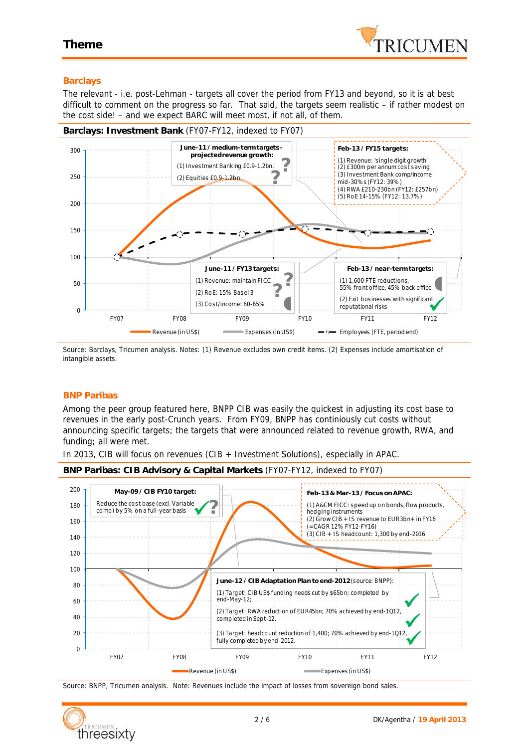## Barclays

The relevant - i.e. post-Lehman - targets all cover the period from FY13 and beyond, so it is at best difficult to comment on the progress so far. That said, the targets seem realistic – if rather modest on the cost side! – and we expect BARC will meet most, if not all, of them.

**Barclays: Investment Bank** (FY07-FY12, indexed to FY07)

**June-11 / medium-term targets - projected revenue growth:**
(1) Investment Banking £0.9-1.2bn. ?
(2) Equities £0.9-1.2bn. ?

**Feb-13 / FY15 targets:**
(1) Revenue: 'single digit growth'
(2) £300m per annum cost saving
(3) Investment Bank comp/income mid-30%s (FY12: 39%)
(4) RWA £210-230bn (FY12: £257bn)
(5) RoE 14-15% (FY12: 13.7%)

**June-11 / FY13 targets:**
(1) Revenue: maintain FICC. ?
(2) RoE: 15% Basel 3 ?
(3) Cost/income: 60-65%

**Feb-13 / near-term targets:**
(1) 1,600 FTE reductions, 55% front office, 45% back office
(2) Exit businesses with significant reputational risks ✓

Legend: Revenue (in US$); Expenses (in US$); Employees (FTE, period end)

Source: Barclays, Tricumen analysis. Notes: (1) Revenue excludes own credit items. (2) Expenses include amortisation of intangible assets.

## BNP Paribas

Among the peer group featured here, BNPP CIB was easily the quickest in adjusting its cost base to revenues in the early post-Crunch years. From FY09, BNPP has continiously cut costs without announcing specific targets; the targets that were announced related to revenue growth, RWA, and funding; all were met.

In 2013, CIB will focus on revenues (CIB + Investment Solutions), especially in APAC.

**BNP Paribas: CIB Advisory & Capital Markets** (FY07-FY12, indexed to FY07)

**May-09 / CIB FY10 target:**
Reduce the cost base (excl. Variable comp) by 5% on a full-year basis ✓?

**Feb-13 & Mar-13 / Focus on APAC:**
(1) A&CM FICC: speed up on bonds, flow products, hedging instruments
(2) Grow CIB + IS revenue to EUR3bn+ in FY16 (=CAGR 12% FY12-FY16)
(3) CIB + IS headcount: 1,300 by end-2016

**June-12 / CIB Adaptation Plan to end-2012** (source: BNPP):
(1) Target: CIB US$ funding needs cut by \$65bn; completed by end-May-12; ✓
(2) Target: RWA reduction of EUR45bn; 70% achieved by end-1Q12, completed in Sept-12. ✓
(3) Target: headcount reduction of 1,400; 70% achieved by end-1Q12, fully completed by end-2012. ✓

Legend: Revenue (in US$); Expenses (in US$)

Source: BNPP, Tricumen analysis. Note: Revenues include the impact of losses from sovereign bond sales.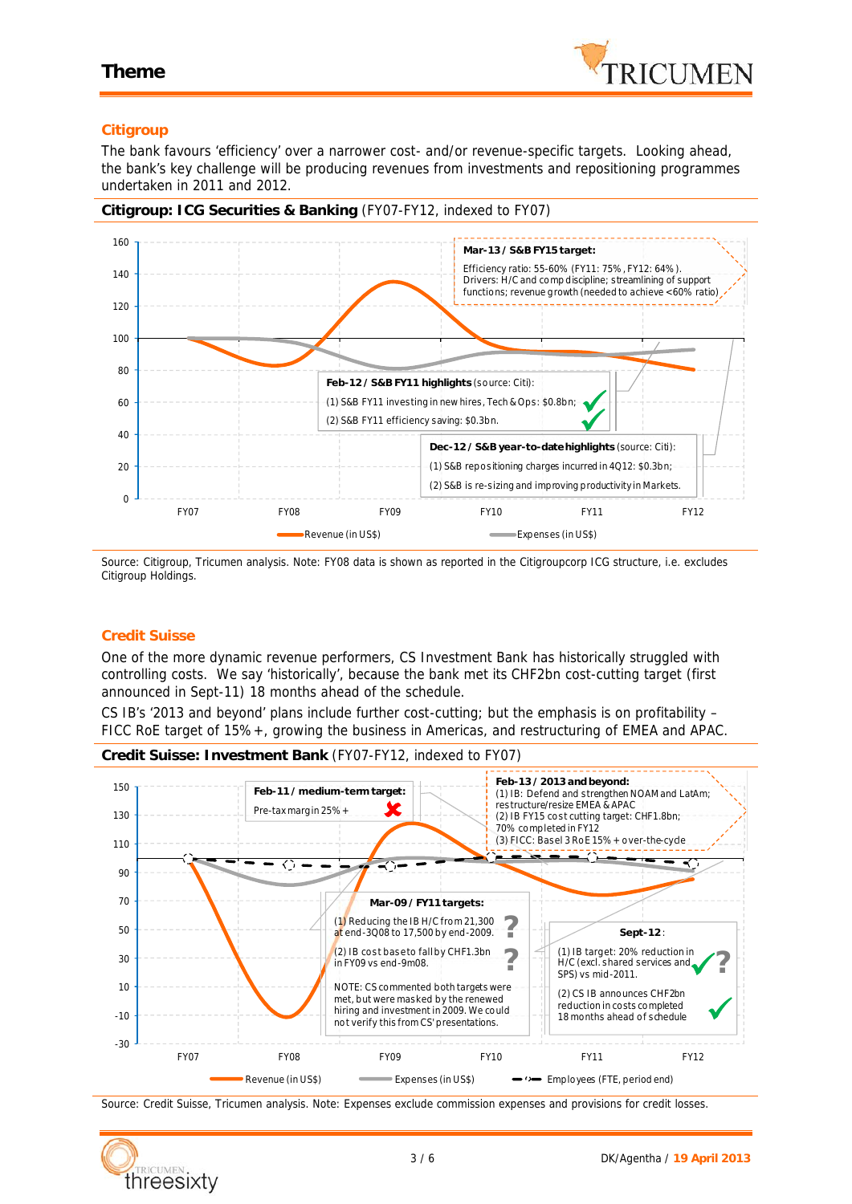## Citigroup

The bank favours 'efficiency' over a narrower cost- and/or revenue-specific targets. Looking ahead, the bank's key challenge will be producing revenues from investments and repositioning programmes undertaken in 2011 and 2012.

**Citigroup: ICG Securities & Banking** (FY07-FY12, indexed to FY07)

**Mar-13 / S&B FY15 target:**
Efficiency ratio: 55-60% (FY11: 75%, FY12: 64%).
Drivers: H/C and comp discipline; streamlining of support functions; revenue growth (needed to achieve <60% ratio)

**Feb-12 / S&B FY11 highlights** (source: Citi):
(1) S&B FY11 investing in new hires, Tech & Ops: $0.8bn;
(2) S&B FY11 efficiency saving: $0.3bn.

**Dec-12 / S&B year-to-date highlights** (source: Citi):
(1) S&B repositioning charges incurred in 4Q12: $0.3bn;
(2) S&B is re-sizing and improving productivity in Markets.

Legend: Revenue (in US$); Expenses (in US$)

Source: Citigroup, Tricumen analysis. Note: FY08 data is shown as reported in the Citigroupcorp ICG structure, i.e. excludes Citigroup Holdings.

## Credit Suisse

One of the more dynamic revenue performers, CS Investment Bank has historically struggled with controlling costs. We say 'historically', because the bank met its CHF2bn cost-cutting target (first announced in Sept-11) 18 months ahead of the schedule.

CS IB's '2013 and beyond' plans include further cost-cutting; but the emphasis is on profitability – FICC RoE target of 15%+, growing the business in Americas, and restructuring of EMEA and APAC.

**Credit Suisse: Investment Bank** (FY07-FY12, indexed to FY07)

**Feb-11 / medium-term target:**
Pre-tax margin 25%+

**Feb-13 / 2013 and beyond:**
(1) IB: Defend and strengthen NOAM and LatAm; restructure/resize EMEA & APAC
(2) IB FY15 cost cutting target: CHF1.8bn; 70% completed in FY12
(3) FICC: Basel 3 RoE 15%+ over-the-cycle

**Mar-09 / FY11 targets:**
(1) Reducing the IB H/C from 21,300 at end-3Q08 to 17,500 by end-2009.
(2) IB cost base to fall by CHF1.3bn in FY09 vs end-9m08.
NOTE: CS commented both targets were met, but were masked by the renewed hiring and investment in 2009. We could not verify this from CS' presentations.

**Sept-12**:
(1) IB target: 20% reduction in H/C (excl. shared services and SPS) vs mid-2011.
(2) CS IB announces CHF2bn reduction in costs completed 18 months ahead of schedule

Legend: Revenue (in US$); Expenses (in US$); Employees (FTE, period end)

Source: Credit Suisse, Tricumen analysis. Note: Expenses exclude commission expenses and provisions for credit losses.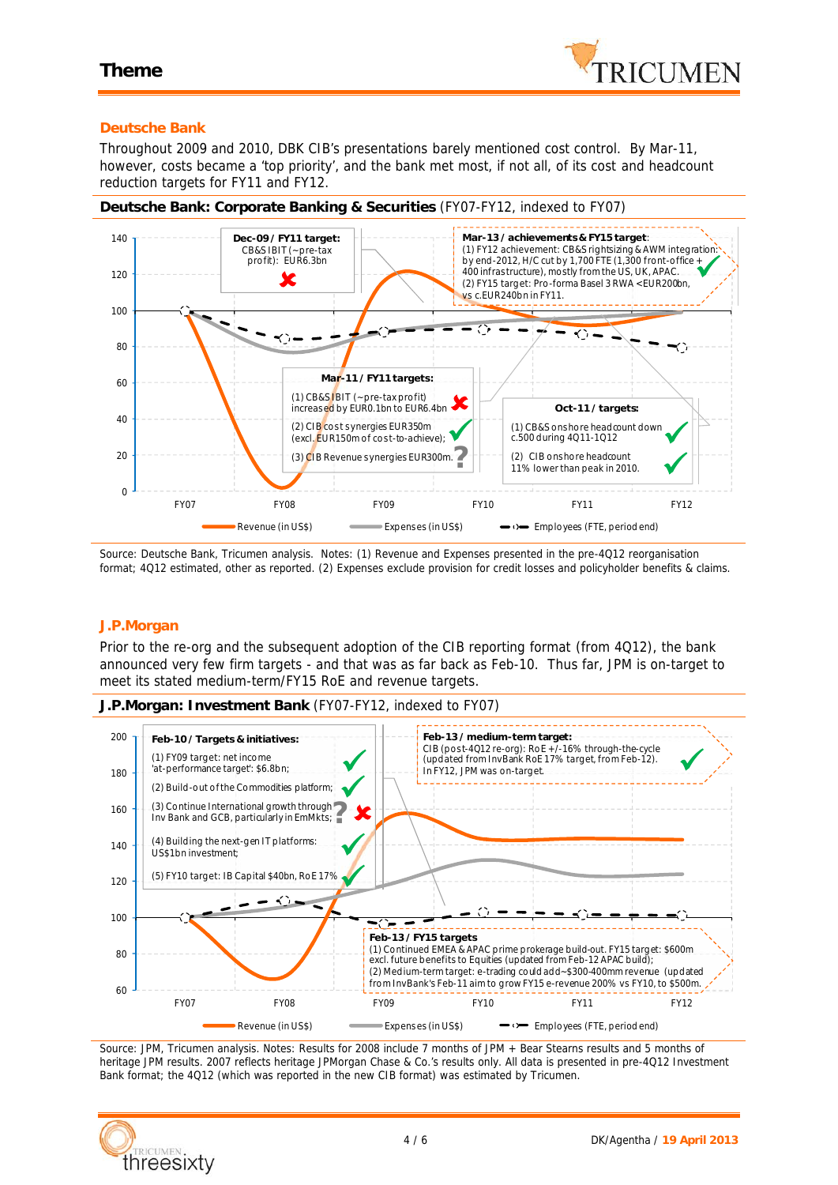## Deutsche Bank

Throughout 2009 and 2010, DBK CIB's presentations barely mentioned cost control. By Mar-11, however, costs became a 'top priority', and the bank met most, if not all, of its cost and headcount reduction targets for FY11 and FY12.

**Deutsche Bank: Corporate Banking & Securities** (FY07-FY12, indexed to FY07)

**Dec-09 / FY11 target:** CB&S IBIT (~pre-tax profit): EUR6.3bn ✗

**Mar-13 / achievements & FY15 target:** (1) FY12 achievement: CB&S rightsizing & AWM integration: by end-2012, H/C cut by 1,700 FTE (1,300 front-office + 400 infrastructure), mostly from the US, UK, APAC. (2) FY15 target: Pro-forma Basel 3 RWA <EUR200bn, vs c.EUR240bn in FY11. ✓

**Mar-11 / FY11 targets:**
(1) CB&S IBIT (~pre-tax profit) increased by EUR0.1bn to EUR6.4bn ✗
(2) CIB cost synergies EUR350m (excl. EUR150m of cost-to-achieve); ✓
(3) CIB Revenue synergies EUR300m. ?

**Oct-11 / targets:**
(1) CB&S onshore headcount down c.500 during 4Q11-1Q12 ✓
(2) CIB onshore headcount 11% lower than peak in 2010. ✓

Legend: Revenue (in US$); Expenses (in US$); Employees (FTE, period end)

Source: Deutsche Bank, Tricumen analysis. Notes: (1) Revenue and Expenses presented in the pre-4Q12 reorganisation format; 4Q12 estimated, other as reported. (2) Expenses exclude provision for credit losses and policyholder benefits & claims.

## J.P.Morgan

Prior to the re-org and the subsequent adoption of the CIB reporting format (from 4Q12), the bank announced very few firm targets - and that was as far back as Feb-10. Thus far, JPM is on-target to meet its stated medium-term/FY15 RoE and revenue targets.

**J.P.Morgan: Investment Bank** (FY07-FY12, indexed to FY07)

**Feb-10 / Targets & initiatives:**
(1) FY09 target: net income 'at-performance target': $6.8bn; ✓
(2) Build-out of the Commodities platform; ✓
(3) Continue International growth through Inv Bank and GCB, particularly in EmMkts; ? ✗
(4) Building the next-gen IT platforms: US$1bn investment; ✓
(5) FY10 target: IB Capital $40bn, RoE 17% ✓

**Feb-13 / medium-term target:** CIB (post-4Q12 re-org): RoE +/-16% through-the-cycle (updated from InvBank RoE 17% target, from Feb-12). In FY12, JPM was on-target. ✓

**Feb-13 / FY15 targets**
(1) Continued EMEA & APAC prime prokerage build-out. FY15 target: $600m excl. future benefits to Equities (updated from Feb-12 APAC build);
(2) Medium-term target: e-trading could add ~$300-400mm revenue (updated from InvBank's Feb-11 aim to grow FY15 e-revenue 200% vs FY10, to $500m.

Legend: Revenue (in US$); Expenses (in US$); Employees (FTE, period end)

Source: JPM, Tricumen analysis. Notes: Results for 2008 include 7 months of JPM + Bear Stearns results and 5 months of heritage JPM results. 2007 reflects heritage JPMorgan Chase & Co.'s results only. All data is presented in pre-4Q12 Investment Bank format; the 4Q12 (which was reported in the new CIB format) was estimated by Tricumen.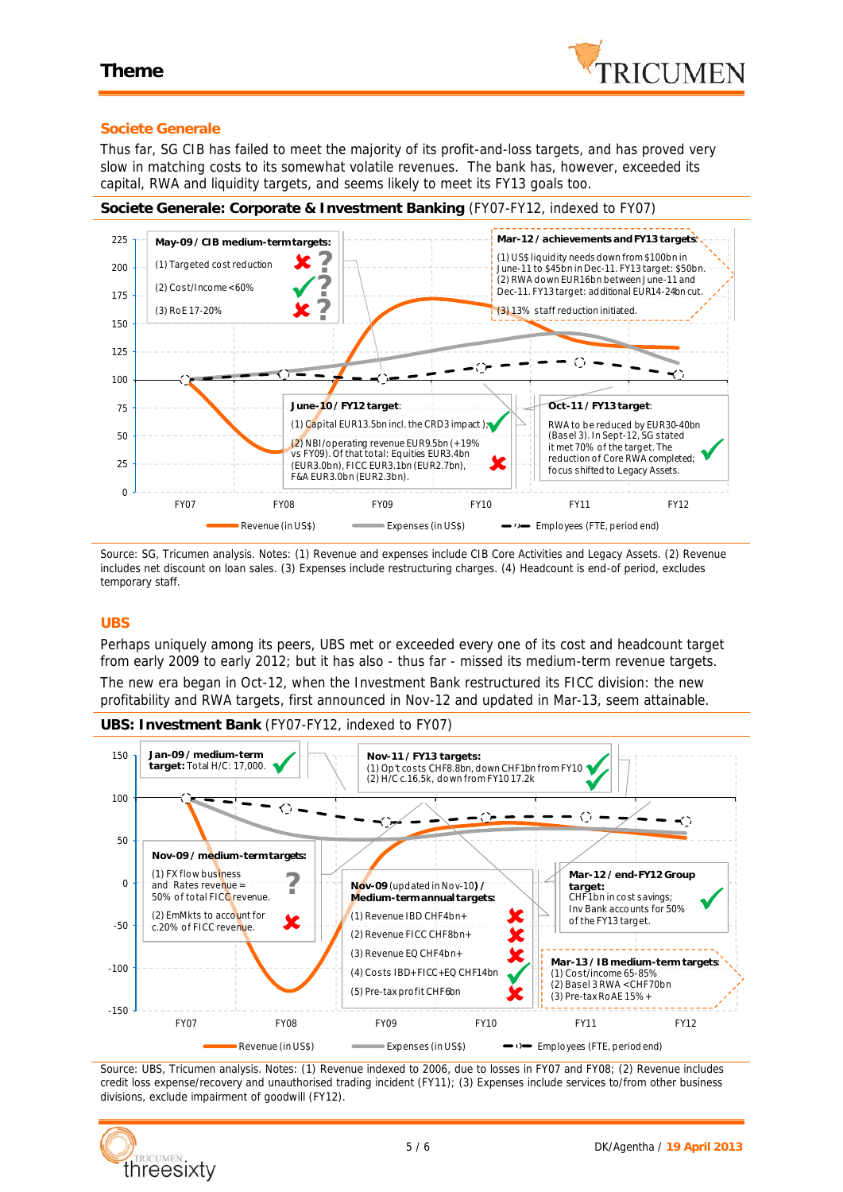## Societe Generale

Thus far, SG CIB has failed to meet the majority of its profit-and-loss targets, and has proved very slow in matching costs to its somewhat volatile revenues. The bank has, however, exceeded its capital, RWA and liquidity targets, and seems likely to meet its FY13 goals too.

**Societe Generale: Corporate & Investment Banking** (FY07-FY12, indexed to FY07)

**May-09 / CIB medium-term targets:**
(1) Targeted cost reduction ✗ ?
(2) Cost/Income <60% ✓ ?
(3) RoE 17-20% ✗ ?

**Mar-12 / achievements and FY13 targets:**
(1) US$ liquidity needs down from $100bn in June-11 to $45bn in Dec-11. FY13 target: $50bn.
(2) RWA down EUR16bn between June-11 and Dec-11. FY13 target: additional EUR14-24bn cut.
(3) 13% staff reduction initiated.

**June-10 / FY12 target:**
(1) Capital EUR13.5bn incl. the CRD3 impact ✓
(2) NBI/operating revenue EUR9.5bn (+19% vs FY09). Of that total: Equities EUR3.4bn (EUR3.0bn), FICC EUR3.1bn (EUR2.7bn), F&A EUR3.0bn (EUR2.3bn). ✗

**Oct-11 / FY13 target:**
RWA to be reduced by EUR30-40bn (Basel 3). In Sept-12, SG stated it met 70% of the target. The reduction of Core RWA completed; focus shifted to Legacy Assets. ✓

Legend: Revenue (in US$); Expenses (in US$); Employees (FTE, period end)

Source: SG, Tricumen analysis. Notes: (1) Revenue and expenses include CIB Core Activities and Legacy Assets. (2) Revenue includes net discount on loan sales. (3) Expenses include restructuring charges. (4) Headcount is end-of period, excludes temporary staff.

## UBS

Perhaps uniquely among its peers, UBS met or exceeded every one of its cost and headcount target from early 2009 to early 2012; but it has also - thus far - missed its medium-term revenue targets.

The new era began in Oct-12, when the Investment Bank restructured its FICC division: the new profitability and RWA targets, first announced in Nov-12 and updated in Mar-13, seem attainable.

**UBS: Investment Bank** (FY07-FY12, indexed to FY07)

**Jan-09 / medium-term target:** Total H/C: 17,000. ✓

**Nov-11 / FY13 targets:**
(1) Op't costs CHF8.8bn, down CHF1bn from FY10 ✓
(2) H/C c.16.5k, down from FY10 17.2k ✓

**Nov-09 / medium-term targets:**
(1) FX flow business and Rates revenue = 50% of total FICC revenue. ?
(2) EmMkts to account for c.20% of FICC revenue. ✗

**Nov-09** (updated in Nov-10) **/ Medium-term annual targets:**
(1) Revenue IBD CHF4bn+ ✗
(2) Revenue FICC CHF8bn+ ✗
(3) Revenue EQ CHF4bn+ ✗
(4) Costs IBD+FICC+EQ CHF14bn ✓
(5) Pre-tax profit CHF6bn ✗

**Mar-12 / end-FY12 Group target:**
CHF1bn in cost savings; Inv Bank accounts for 50% of the FY13 target. ✓

**Mar-13 / IB medium-term targets:**
(1) Cost/income 65-85%
(2) Basel 3 RWA <CHF70bn
(3) Pre-tax RoAE 15% +

Legend: Revenue (in US$); Expenses (in US$); Employees (FTE, period end)

Source: UBS, Tricumen analysis. Notes: (1) Revenue indexed to 2006, due to losses in FY07 and FY08; (2) Revenue includes credit loss expense/recovery and unauthorised trading incident (FY11); (3) Expenses include services to/from other business divisions, exclude impairment of goodwill (FY12).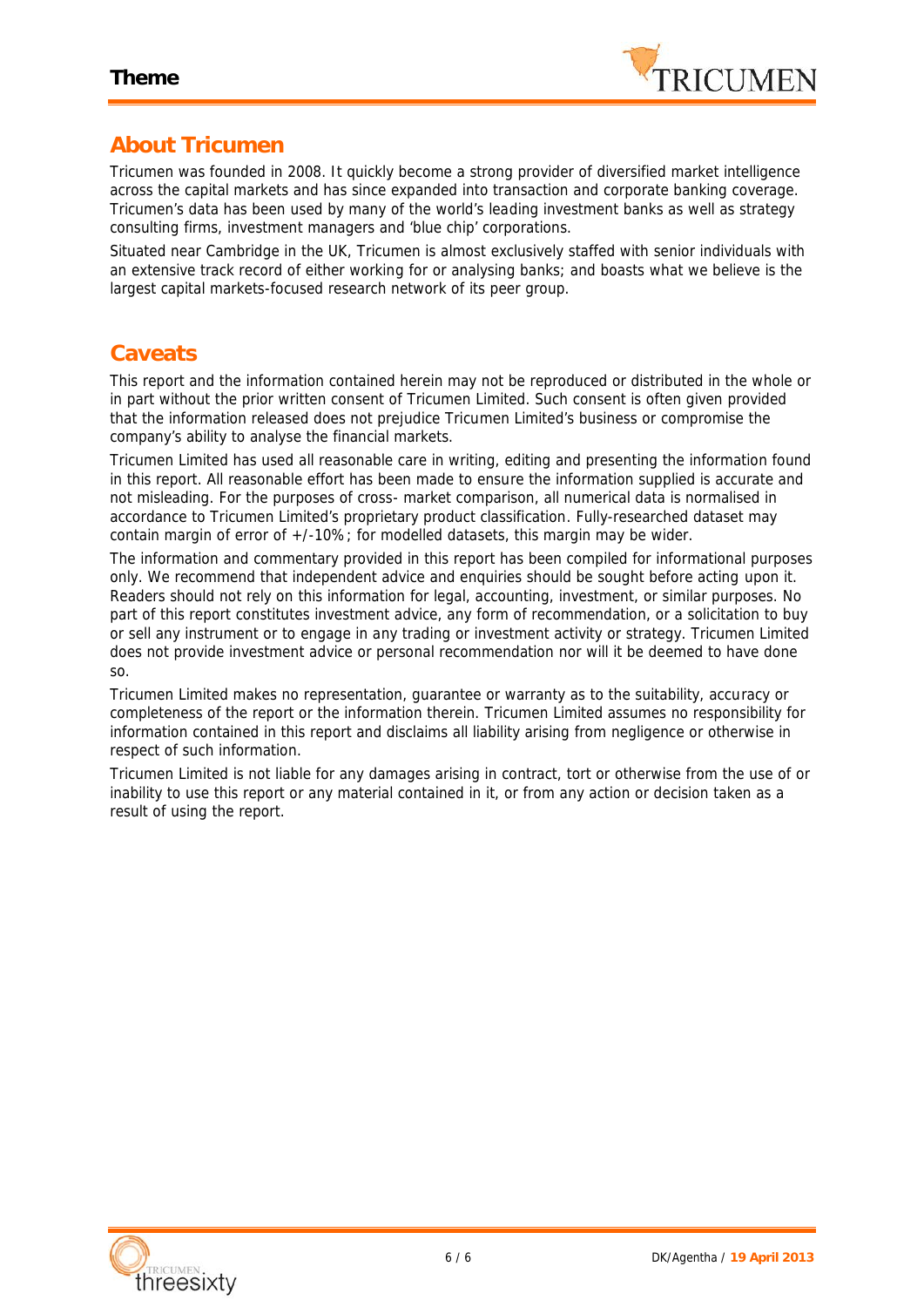## About Tricumen

Tricumen was founded in 2008. It quickly become a strong provider of diversified market intelligence across the capital markets and has since expanded into transaction and corporate banking coverage. Tricumen's data has been used by many of the world's leading investment banks as well as strategy consulting firms, investment managers and 'blue chip' corporations.

Situated near Cambridge in the UK, Tricumen is almost exclusively staffed with senior individuals with an extensive track record of either working for or analysing banks; and boasts what we believe is the largest capital markets-focused research network of its peer group.

## Caveats

This report and the information contained herein may not be reproduced or distributed in the whole or in part without the prior written consent of Tricumen Limited. Such consent is often given provided that the information released does not prejudice Tricumen Limited's business or compromise the company's ability to analyse the financial markets.

Tricumen Limited has used all reasonable care in writing, editing and presenting the information found in this report. All reasonable effort has been made to ensure the information supplied is accurate and not misleading. For the purposes of cross- market comparison, all numerical data is normalised in accordance to Tricumen Limited's proprietary product classification. Fully-researched dataset may contain margin of error of +/-10%; for modelled datasets, this margin may be wider.

The information and commentary provided in this report has been compiled for informational purposes only. We recommend that independent advice and enquiries should be sought before acting upon it. Readers should not rely on this information for legal, accounting, investment, or similar purposes. No part of this report constitutes investment advice, any form of recommendation, or a solicitation to buy or sell any instrument or to engage in any trading or investment activity or strategy. Tricumen Limited does not provide investment advice or personal recommendation nor will it be deemed to have done so.

Tricumen Limited makes no representation, guarantee or warranty as to the suitability, accuracy or completeness of the report or the information therein. Tricumen Limited assumes no responsibility for information contained in this report and disclaims all liability arising from negligence or otherwise in respect of such information.

Tricumen Limited is not liable for any damages arising in contract, tort or otherwise from the use of or inability to use this report or any material contained in it, or from any action or decision taken as a result of using the report.